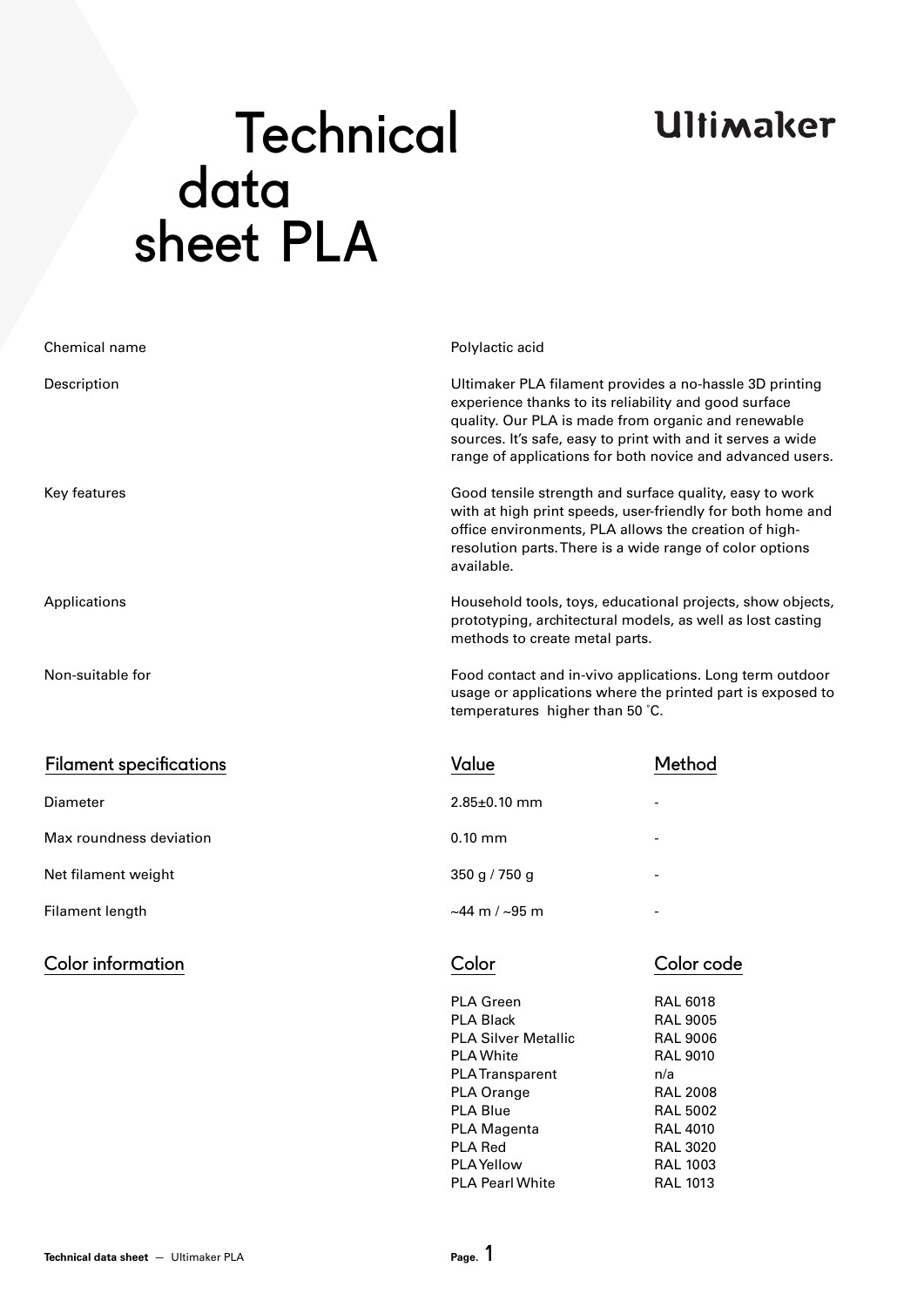# Technical data sheet PLA

Ultimaker

| | |
|---|---|
| Chemical name | Polylactic acid |
| Description | Ultimaker PLA filament provides a no-hassle 3D printing experience thanks to its reliability and good surface quality. Our PLA is made from organic and renewable sources. It's safe, easy to print with and it serves a wide range of applications for both novice and advanced users. |
| Key features | Good tensile strength and surface quality, easy to work with at high print speeds, user-friendly for both home and office environments, PLA allows the creation of high-resolution parts. There is a wide range of color options available. |
| Applications | Household tools, toys, educational projects, show objects, prototyping, architectural models, as well as lost casting methods to create metal parts. |
| Non-suitable for | Food contact and in-vivo applications. Long term outdoor usage or applications where the printed part is exposed to temperatures higher than 50 °C. |

| Filament specifications | Value | Method |
|---|---|---|
| Diameter | 2.85±0.10 mm | - |
| Max roundness deviation | 0.10 mm | - |
| Net filament weight | 350 g / 750 g | - |
| Filament length | ~44 m / ~95 m | - |

| Color information | Color | Color code |
|---|---|---|
| | PLA Green | RAL 6018 |
| | PLA Black | RAL 9005 |
| | PLA Silver Metallic | RAL 9006 |
| | PLA White | RAL 9010 |
| | PLA Transparent | n/a |
| | PLA Orange | RAL 2008 |
| | PLA Blue | RAL 5002 |
| | PLA Magenta | RAL 4010 |
| | PLA Red | RAL 3020 |
| | PLA Yellow | RAL 1003 |
| | PLA Pearl White | RAL 1013 |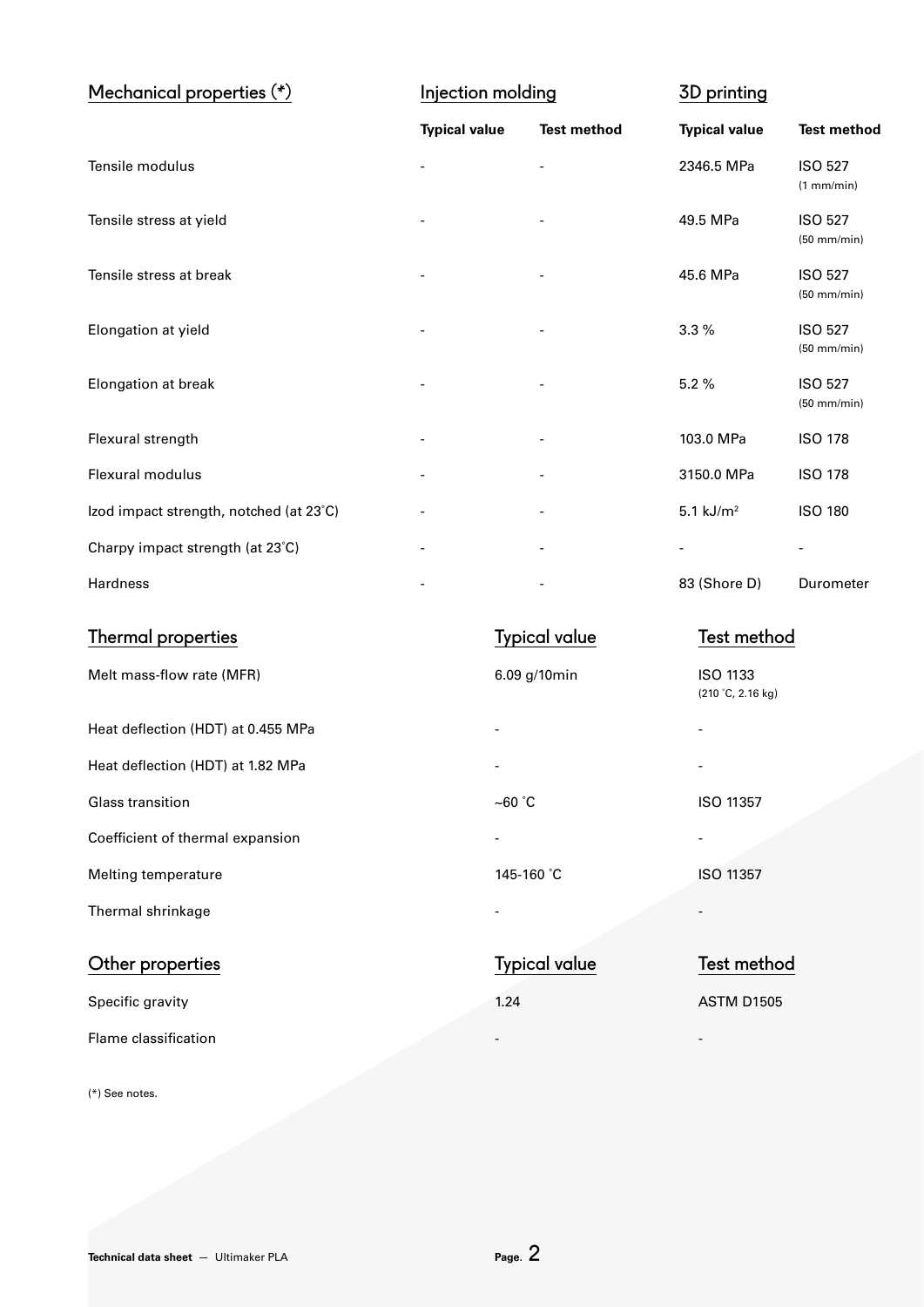| Mechanical properties (*) | Injection molding | | 3D printing | |
|---|---|---|---|---|
| | **Typical value** | **Test method** | **Typical value** | **Test method** |
| Tensile modulus | - | - | 2346.5 MPa | ISO 527 (1 mm/min) |
| Tensile stress at yield | - | - | 49.5 MPa | ISO 527 (50 mm/min) |
| Tensile stress at break | - | - | 45.6 MPa | ISO 527 (50 mm/min) |
| Elongation at yield | - | - | 3.3 % | ISO 527 (50 mm/min) |
| Elongation at break | - | - | 5.2 % | ISO 527 (50 mm/min) |
| Flexural strength | - | - | 103.0 MPa | ISO 178 |
| Flexural modulus | - | - | 3150.0 MPa | ISO 178 |
| Izod impact strength, notched (at 23˚C) | - | - | 5.1 kJ/m² | ISO 180 |
| Charpy impact strength (at 23˚C) | - | - | - | - |
| Hardness | - | - | 83 (Shore D) | Durometer |

| Thermal properties | Typical value | Test method |
|---|---|---|
| Melt mass-flow rate (MFR) | 6.09 g/10min | ISO 1133 (210 ˚C, 2.16 kg) |
| Heat deflection (HDT) at 0.455 MPa | - | - |
| Heat deflection (HDT) at 1.82 MPa | - | - |
| Glass transition | ~60 ˚C | ISO 11357 |
| Coefficient of thermal expansion | - | - |
| Melting temperature | 145-160 ˚C | ISO 11357 |
| Thermal shrinkage | - | - |

| Other properties | Typical value | Test method |
|---|---|---|
| Specific gravity | 1.24 | ASTM D1505 |
| Flame classification | - | - |

(*) See notes.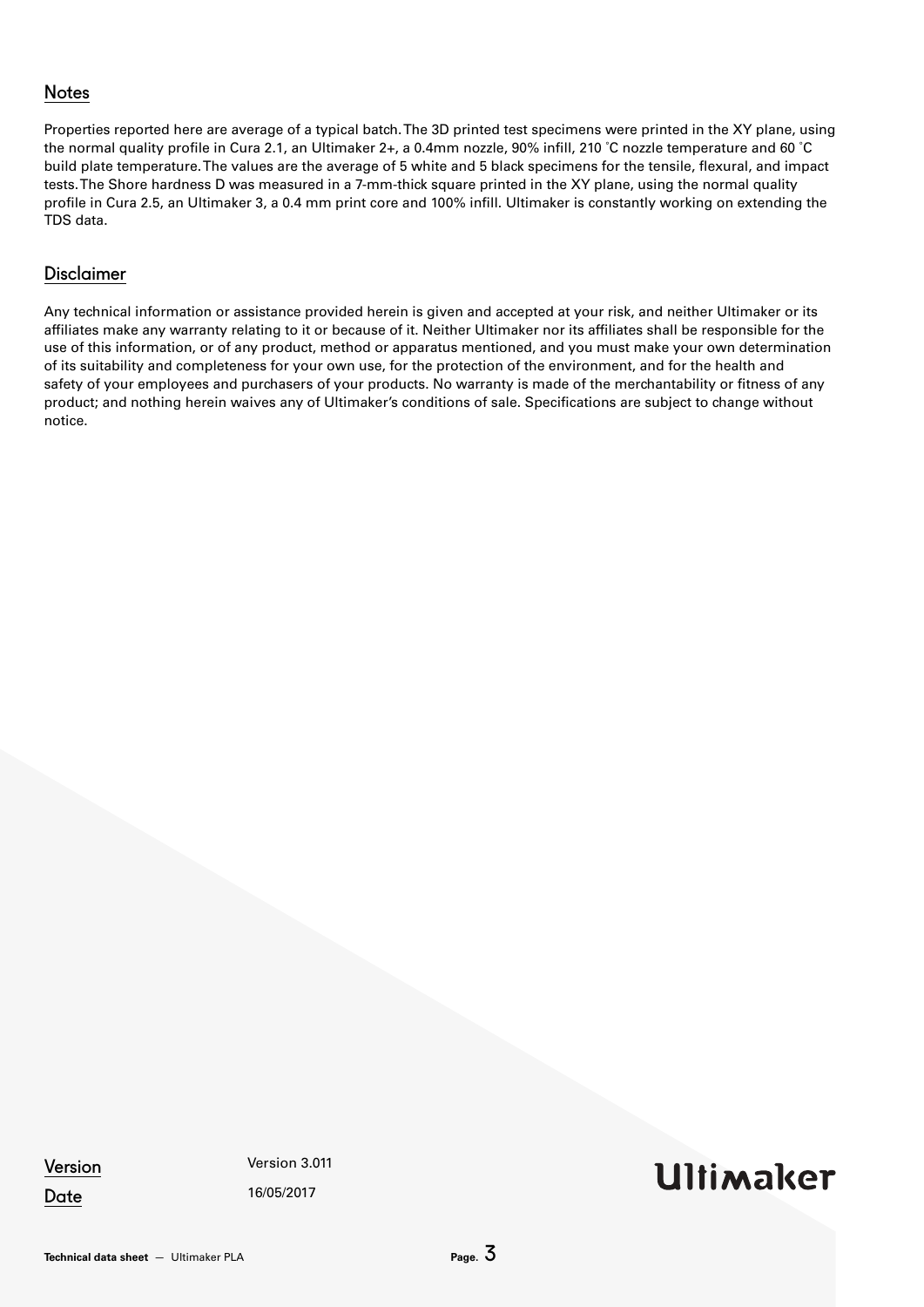## Notes

Properties reported here are average of a typical batch. The 3D printed test specimens were printed in the XY plane, using the normal quality profile in Cura 2.1, an Ultimaker 2+, a 0.4mm nozzle, 90% infill, 210 °C nozzle temperature and 60 °C build plate temperature. The values are the average of 5 white and 5 black specimens for the tensile, flexural, and impact tests. The Shore hardness D was measured in a 7-mm-thick square printed in the XY plane, using the normal quality profile in Cura 2.5, an Ultimaker 3, a 0.4 mm print core and 100% infill. Ultimaker is constantly working on extending the TDS data.

## Disclaimer

Any technical information or assistance provided herein is given and accepted at your risk, and neither Ultimaker or its affiliates make any warranty relating to it or because of it. Neither Ultimaker nor its affiliates shall be responsible for the use of this information, or of any product, method or apparatus mentioned, and you must make your own determination of its suitability and completeness for your own use, for the protection of the environment, and for the health and safety of your employees and purchasers of your products. No warranty is made of the merchantability or fitness of any product; and nothing herein waives any of Ultimaker's conditions of sale. Specifications are subject to change without notice.

Version: Version 3.011

Date: 16/05/2017

Ultimaker